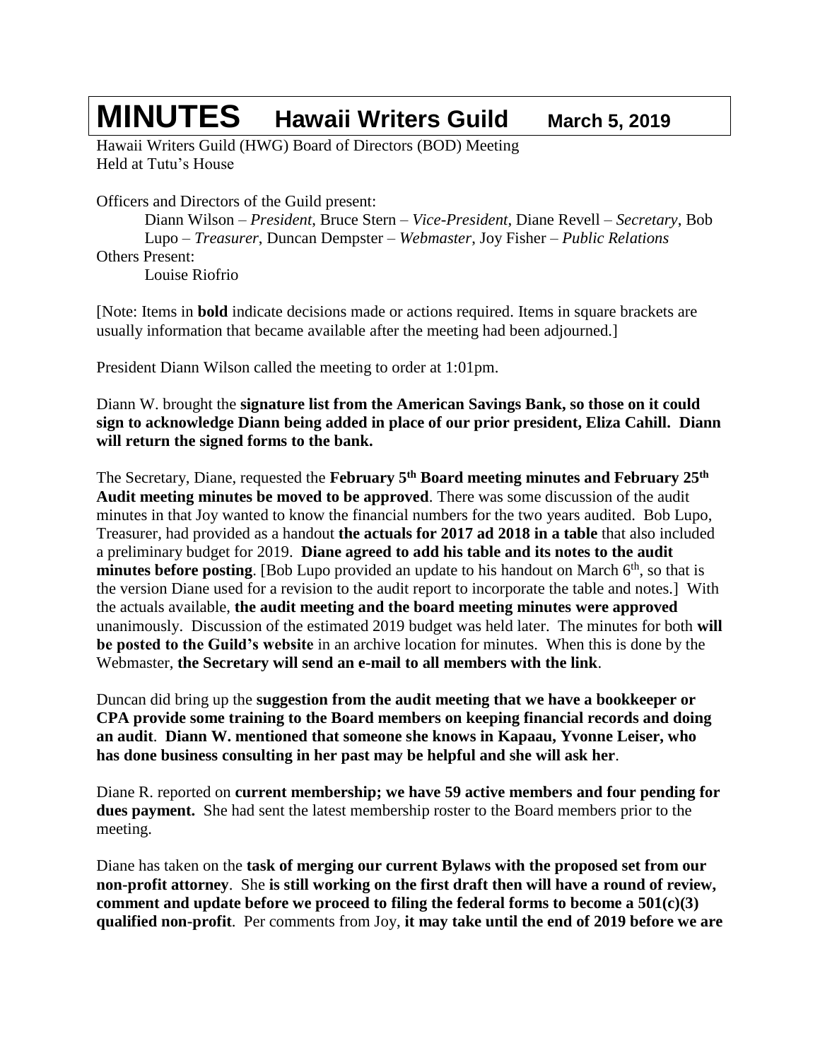# MINUTES  Hawaii Writers Guild  March 5, 2019

Hawaii Writers Guild (HWG) Board of Directors (BOD) Meeting
Held at Tutu's House

Officers and Directors of the Guild present:

Diann Wilson – *President*, Bruce Stern – *Vice-President*, Diane Revell – *Secretary*, Bob Lupo – *Treasurer*, Duncan Dempster – *Webmaster*, Joy Fisher – *Public Relations*

Others Present:

Louise Riofrio

[Note: Items in **bold** indicate decisions made or actions required. Items in square brackets are usually information that became available after the meeting had been adjourned.]

President Diann Wilson called the meeting to order at 1:01pm.

Diann W. brought the **signature list from the American Savings Bank, so those on it could sign to acknowledge Diann being added in place of our prior president, Eliza Cahill. Diann will return the signed forms to the bank.**

The Secretary, Diane, requested the **February 5th Board meeting minutes and February 25th Audit meeting minutes be moved to be approved**. There was some discussion of the audit minutes in that Joy wanted to know the financial numbers for the two years audited. Bob Lupo, Treasurer, had provided as a handout **the actuals for 2017 ad 2018 in a table** that also included a preliminary budget for 2019. **Diane agreed to add his table and its notes to the audit minutes before posting**. [Bob Lupo provided an update to his handout on March 6th, so that is the version Diane used for a revision to the audit report to incorporate the table and notes.] With the actuals available, **the audit meeting and the board meeting minutes were approved** unanimously. Discussion of the estimated 2019 budget was held later. The minutes for both **will be posted to the Guild's website** in an archive location for minutes. When this is done by the Webmaster, **the Secretary will send an e-mail to all members with the link**.

Duncan did bring up the **suggestion from the audit meeting that we have a bookkeeper or CPA provide some training to the Board members on keeping financial records and doing an audit**. **Diann W. mentioned that someone she knows in Kapaau, Yvonne Leiser, who has done business consulting in her past may be helpful and she will ask her**.

Diane R. reported on **current membership; we have 59 active members and four pending for dues payment.** She had sent the latest membership roster to the Board members prior to the meeting.

Diane has taken on the **task of merging our current Bylaws with the proposed set from our non-profit attorney**. She **is still working on the first draft then will have a round of review, comment and update before we proceed to filing the federal forms to become a 501(c)(3) qualified non-profit**. Per comments from Joy, **it may take until the end of 2019 before we are**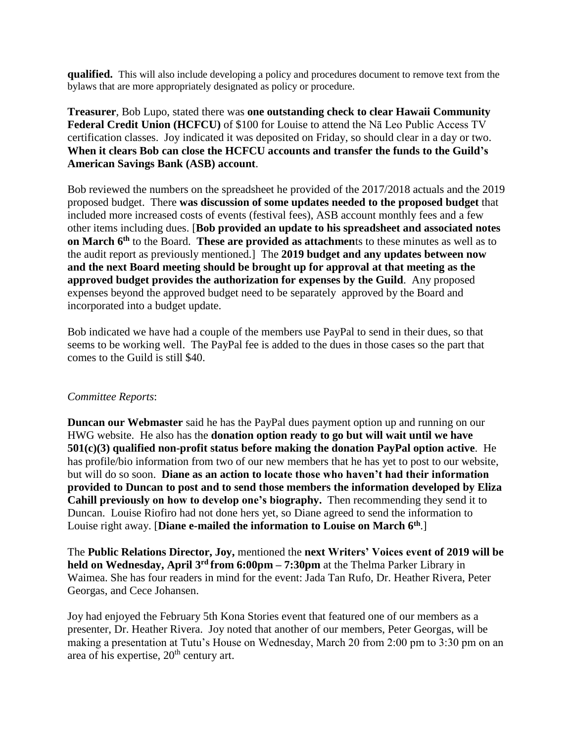**qualified.** This will also include developing a policy and procedures document to remove text from the bylaws that are more appropriately designated as policy or procedure.

**Treasurer**, Bob Lupo, stated there was **one outstanding check to clear Hawaii Community Federal Credit Union (HCFCU)** of $100 for Louise to attend the Nā Leo Public Access TV certification classes. Joy indicated it was deposited on Friday, so should clear in a day or two. **When it clears Bob can close the HCFCU accounts and transfer the funds to the Guild's American Savings Bank (ASB) account**.

Bob reviewed the numbers on the spreadsheet he provided of the 2017/2018 actuals and the 2019 proposed budget. There **was discussion of some updates needed to the proposed budget** that included more increased costs of events (festival fees), ASB account monthly fees and a few other items including dues. [**Bob provided an update to his spreadsheet and associated notes on March 6th** to the Board. **These are provided as attachmen**ts to these minutes as well as to the audit report as previously mentioned.] The **2019 budget and any updates between now and the next Board meeting should be brought up for approval at that meeting as the approved budget provides the authorization for expenses by the Guild**. Any proposed expenses beyond the approved budget need to be separately approved by the Board and incorporated into a budget update.

Bob indicated we have had a couple of the members use PayPal to send in their dues, so that seems to be working well. The PayPal fee is added to the dues in those cases so the part that comes to the Guild is still $40.

*Committee Reports*:

**Duncan our Webmaster** said he has the PayPal dues payment option up and running on our HWG website. He also has the **donation option ready to go but will wait until we have 501(c)(3) qualified non-profit status before making the donation PayPal option active**. He has profile/bio information from two of our new members that he has yet to post to our website, but will do so soon. **Diane as an action to locate those who haven't had their information provided to Duncan to post and to send those members the information developed by Eliza Cahill previously on how to develop one's biography.** Then recommending they send it to Duncan. Louise Riofiro had not done hers yet, so Diane agreed to send the information to Louise right away. [**Diane e-mailed the information to Louise on March 6th**.]

The **Public Relations Director, Joy,** mentioned the **next Writers' Voices event of 2019 will be held on Wednesday, April 3rd from 6:00pm – 7:30pm** at the Thelma Parker Library in Waimea. She has four readers in mind for the event: Jada Tan Rufo, Dr. Heather Rivera, Peter Georgas, and Cece Johansen.

Joy had enjoyed the February 5th Kona Stories event that featured one of our members as a presenter, Dr. Heather Rivera. Joy noted that another of our members, Peter Georgas, will be making a presentation at Tutu's House on Wednesday, March 20 from 2:00 pm to 3:30 pm on an area of his expertise, 20th century art.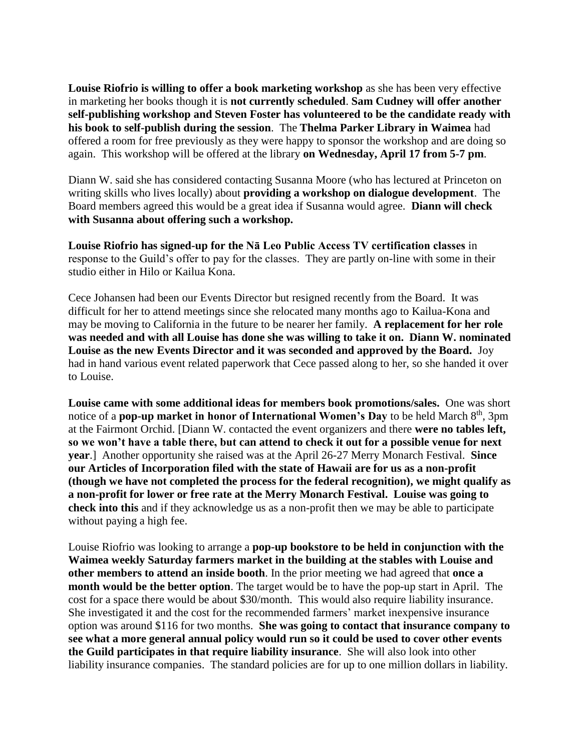**Louise Riofrio is willing to offer a book marketing workshop** as she has been very effective in marketing her books though it is **not currently scheduled**. **Sam Cudney will offer another self-publishing workshop and Steven Foster has volunteered to be the candidate ready with his book to self-publish during the session**. The **Thelma Parker Library in Waimea** had offered a room for free previously as they were happy to sponsor the workshop and are doing so again. This workshop will be offered at the library **on Wednesday, April 17 from 5-7 pm**.

Diann W. said she has considered contacting Susanna Moore (who has lectured at Princeton on writing skills who lives locally) about **providing a workshop on dialogue development**. The Board members agreed this would be a great idea if Susanna would agree. **Diann will check with Susanna about offering such a workshop.**

**Louise Riofrio has signed-up for the Nā Leo Public Access TV certification classes** in response to the Guild's offer to pay for the classes. They are partly on-line with some in their studio either in Hilo or Kailua Kona.

Cece Johansen had been our Events Director but resigned recently from the Board. It was difficult for her to attend meetings since she relocated many months ago to Kailua-Kona and may be moving to California in the future to be nearer her family. **A replacement for her role was needed and with all Louise has done she was willing to take it on. Diann W. nominated Louise as the new Events Director and it was seconded and approved by the Board.** Joy had in hand various event related paperwork that Cece passed along to her, so she handed it over to Louise.

**Louise came with some additional ideas for members book promotions/sales.** One was short notice of a **pop-up market in honor of International Women's Day** to be held March 8th, 3pm at the Fairmont Orchid. [Diann W. contacted the event organizers and there **were no tables left, so we won't have a table there, but can attend to check it out for a possible venue for next year**.] Another opportunity she raised was at the April 26-27 Merry Monarch Festival. **Since our Articles of Incorporation filed with the state of Hawaii are for us as a non-profit (though we have not completed the process for the federal recognition), we might qualify as a non-profit for lower or free rate at the Merry Monarch Festival. Louise was going to check into this** and if they acknowledge us as a non-profit then we may be able to participate without paying a high fee.

Louise Riofrio was looking to arrange a **pop-up bookstore to be held in conjunction with the Waimea weekly Saturday farmers market in the building at the stables with Louise and other members to attend an inside booth**. In the prior meeting we had agreed that **once a month would be the better option**. The target would be to have the pop-up start in April. The cost for a space there would be about $30/month. This would also require liability insurance. She investigated it and the cost for the recommended farmers' market inexpensive insurance option was around $116 for two months. **She was going to contact that insurance company to see what a more general annual policy would run so it could be used to cover other events the Guild participates in that require liability insurance**. She will also look into other liability insurance companies. The standard policies are for up to one million dollars in liability.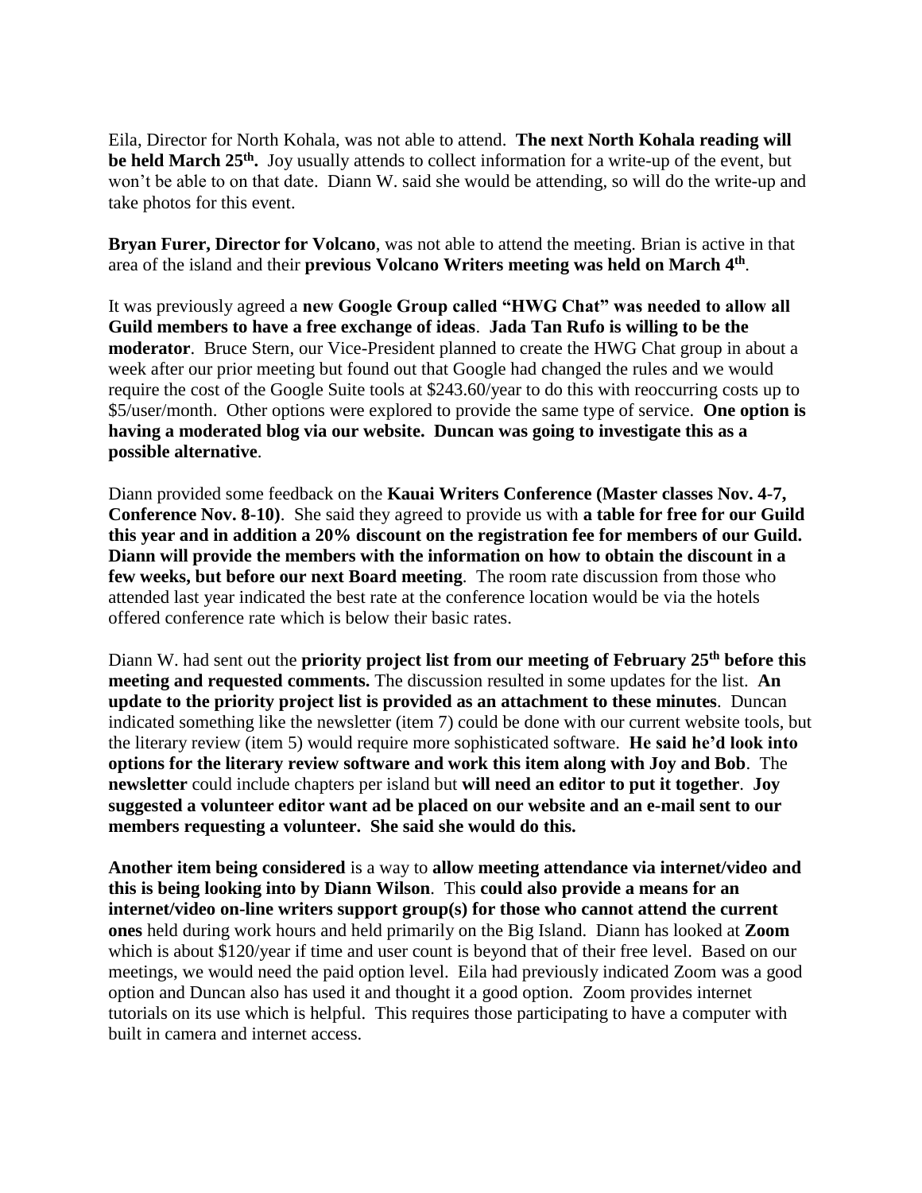Eila, Director for North Kohala, was not able to attend. **The next North Kohala reading will be held March 25th.** Joy usually attends to collect information for a write-up of the event, but won't be able to on that date. Diann W. said she would be attending, so will do the write-up and take photos for this event.

**Bryan Furer, Director for Volcano**, was not able to attend the meeting. Brian is active in that area of the island and their **previous Volcano Writers meeting was held on March 4th**.

It was previously agreed a **new Google Group called "HWG Chat" was needed to allow all Guild members to have a free exchange of ideas**. **Jada Tan Rufo is willing to be the moderator**. Bruce Stern, our Vice-President planned to create the HWG Chat group in about a week after our prior meeting but found out that Google had changed the rules and we would require the cost of the Google Suite tools at $243.60/year to do this with reoccurring costs up to $5/user/month. Other options were explored to provide the same type of service. **One option is having a moderated blog via our website. Duncan was going to investigate this as a possible alternative**.

Diann provided some feedback on the **Kauai Writers Conference (Master classes Nov. 4-7, Conference Nov. 8-10)**. She said they agreed to provide us with **a table for free for our Guild this year and in addition a 20% discount on the registration fee for members of our Guild. Diann will provide the members with the information on how to obtain the discount in a few weeks, but before our next Board meeting**. The room rate discussion from those who attended last year indicated the best rate at the conference location would be via the hotels offered conference rate which is below their basic rates.

Diann W. had sent out the **priority project list from our meeting of February 25th before this meeting and requested comments.** The discussion resulted in some updates for the list. **An update to the priority project list is provided as an attachment to these minutes**. Duncan indicated something like the newsletter (item 7) could be done with our current website tools, but the literary review (item 5) would require more sophisticated software. **He said he'd look into options for the literary review software and work this item along with Joy and Bob**. The **newsletter** could include chapters per island but **will need an editor to put it together**. **Joy suggested a volunteer editor want ad be placed on our website and an e-mail sent to our members requesting a volunteer. She said she would do this.**

**Another item being considered** is a way to **allow meeting attendance via internet/video and this is being looking into by Diann Wilson**. This **could also provide a means for an internet/video on-line writers support group(s) for those who cannot attend the current ones** held during work hours and held primarily on the Big Island. Diann has looked at **Zoom** which is about $120/year if time and user count is beyond that of their free level. Based on our meetings, we would need the paid option level. Eila had previously indicated Zoom was a good option and Duncan also has used it and thought it a good option. Zoom provides internet tutorials on its use which is helpful. This requires those participating to have a computer with built in camera and internet access.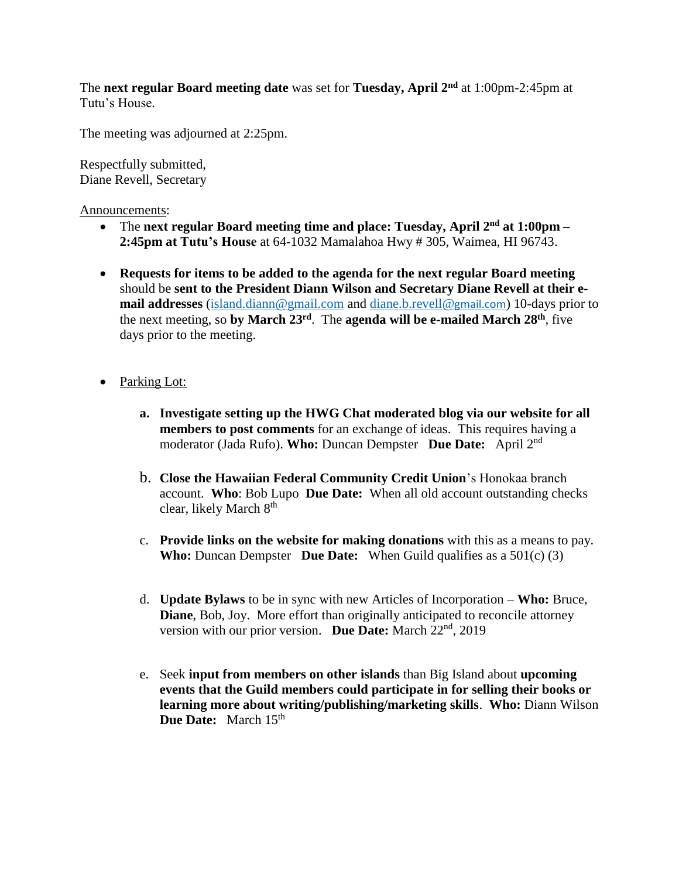The **next regular Board meeting date** was set for **Tuesday, April 2nd** at 1:00pm-2:45pm at Tutu's House.

The meeting was adjourned at 2:25pm.

Respectfully submitted,
Diane Revell, Secretary

Announcements:

- The **next regular Board meeting time and place: Tuesday, April 2nd at 1:00pm – 2:45pm at Tutu's House** at 64-1032 Mamalahoa Hwy # 305, Waimea, HI 96743.

- **Requests for items to be added to the agenda for the next regular Board meeting** should be **sent to the President Diann Wilson and Secretary Diane Revell at their e-mail addresses** (island.diann@gmail.com and diane.b.revell@gmail.com) 10-days prior to the next meeting, so **by March 23rd**. The **agenda will be e-mailed March 28th**, five days prior to the meeting.

- Parking Lot:

  a. **Investigate setting up the HWG Chat moderated blog via our website for all members to post comments** for an exchange of ideas. This requires having a moderator (Jada Rufo). **Who:** Duncan Dempster **Due Date:** April 2nd

  b. **Close the Hawaiian Federal Community Credit Union**'s Honokaa branch account. **Who**: Bob Lupo **Due Date:** When all old account outstanding checks clear, likely March 8th

  c. **Provide links on the website for making donations** with this as a means to pay. **Who:** Duncan Dempster **Due Date:** When Guild qualifies as a 501(c) (3)

  d. **Update Bylaws** to be in sync with new Articles of Incorporation – **Who:** Bruce, **Diane**, Bob, Joy. More effort than originally anticipated to reconcile attorney version with our prior version. **Due Date:** March 22nd, 2019

  e. Seek **input from members on other islands** than Big Island about **upcoming events that the Guild members could participate in for selling their books or learning more about writing/publishing/marketing skills**. **Who:** Diann Wilson **Due Date:** March 15th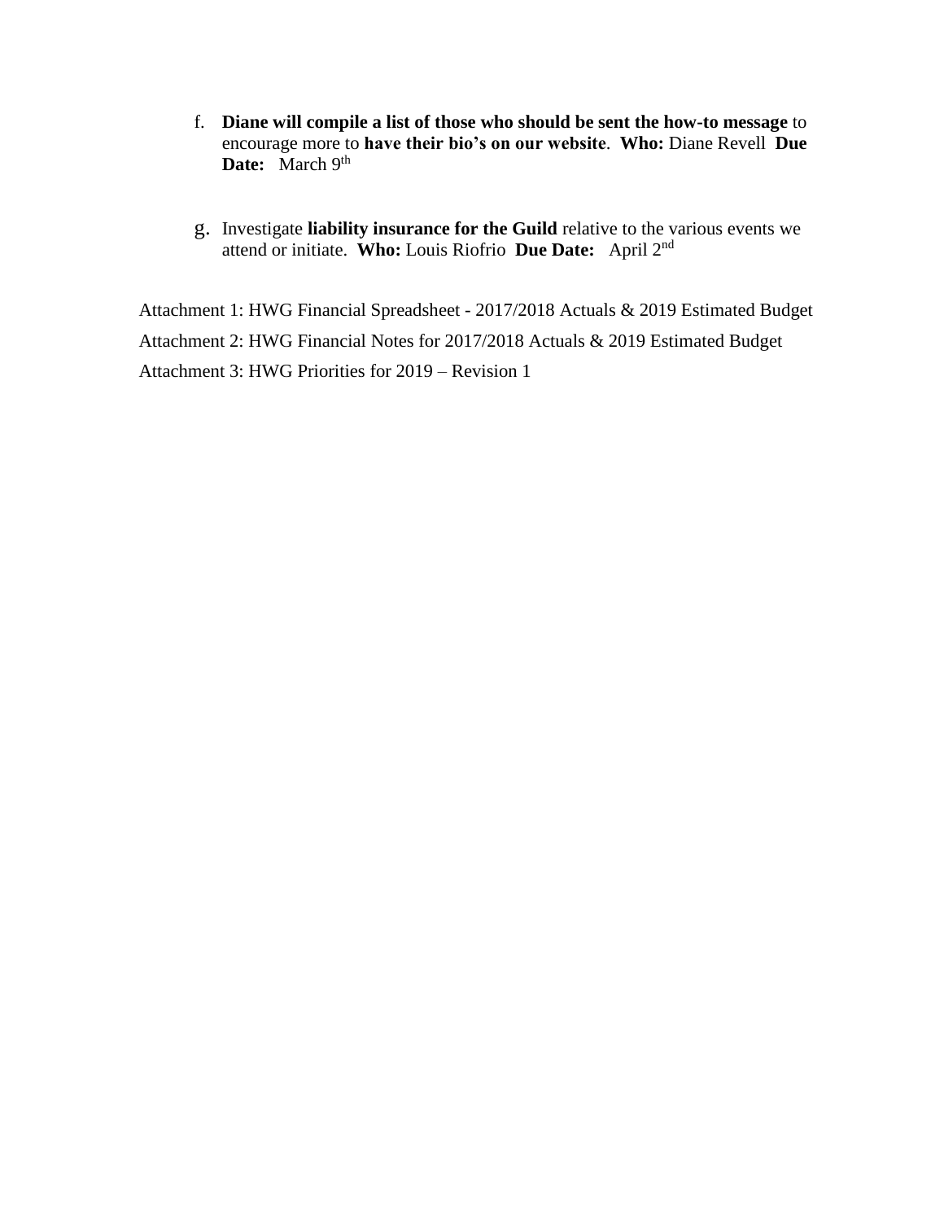f. **Diane will compile a list of those who should be sent the how-to message** to encourage more to **have their bio's on our website**. **Who:** Diane Revell **Due Date:** March 9th

g. Investigate **liability insurance for the Guild** relative to the various events we attend or initiate. **Who:** Louis Riofrio **Due Date:** April 2nd

Attachment 1: HWG Financial Spreadsheet - 2017/2018 Actuals & 2019 Estimated Budget

Attachment 2: HWG Financial Notes for 2017/2018 Actuals & 2019 Estimated Budget

Attachment 3: HWG Priorities for 2019 – Revision 1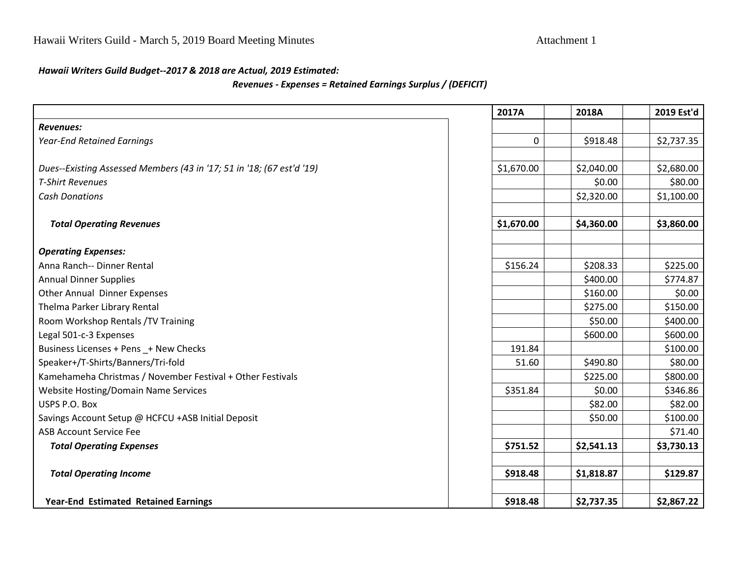Hawaii Writers Guild - March 5, 2019 Board Meeting Minutes — Attachment 1

***Hawaii Writers Guild Budget--2017 & 2018 are Actual, 2019 Estimated:***

***Revenues - Expenses = Retained Earnings Surplus / (DEFICIT)***

| | 2017A | 2018A | 2019 Est'd |
|---|---|---|---|
| ***Revenues:*** | | | |
| *Year-End Retained Earnings* | 0 | $918.48 | $2,737.35 |
| | | | |
| *Dues--Existing Assessed Members (43 in '17; 51 in '18; (67 est'd '19)* | $1,670.00 | $2,040.00 | $2,680.00 |
| *T-Shirt Revenues* | | $0.00 | $80.00 |
| *Cash Donations* | | $2,320.00 | $1,100.00 |
| | | | |
| ***Total Operating Revenues*** | **$1,670.00** | **$4,360.00** | **$3,860.00** |
| | | | |
| ***Operating Expenses:*** | | | |
| Anna Ranch-- Dinner Rental | $156.24 | $208.33 | $225.00 |
| Annual Dinner Supplies | | $400.00 | $774.87 |
| Other Annual Dinner Expenses | | $160.00 | $0.00 |
| Thelma Parker Library Rental | | $275.00 | $150.00 |
| Room Workshop Rentals /TV Training | | $50.00 | $400.00 |
| Legal 501-c-3 Expenses | | $600.00 | $600.00 |
| Business Licenses + Pens _+ New Checks | 191.84 | | $100.00 |
| Speaker+/T-Shirts/Banners/Tri-fold | 51.60 | $490.80 | $80.00 |
| Kamehameha Christmas / November Festival + Other Festivals | | $225.00 | $800.00 |
| Website Hosting/Domain Name Services | $351.84 | $0.00 | $346.86 |
| USPS P.O. Box | | $82.00 | $82.00 |
| Savings Account Setup @ HCFCU +ASB Initial Deposit | | $50.00 | $100.00 |
| ASB Account Service Fee | | | $71.40 |
| ***Total Operating Expenses*** | **$751.52** | **$2,541.13** | **$3,730.13** |
| | | | |
| ***Total Operating Income*** | **$918.48** | **$1,818.87** | **$129.87** |
| | | | |
| **Year-End Estimated Retained Earnings** | **$918.48** | **$2,737.35** | **$2,867.22** |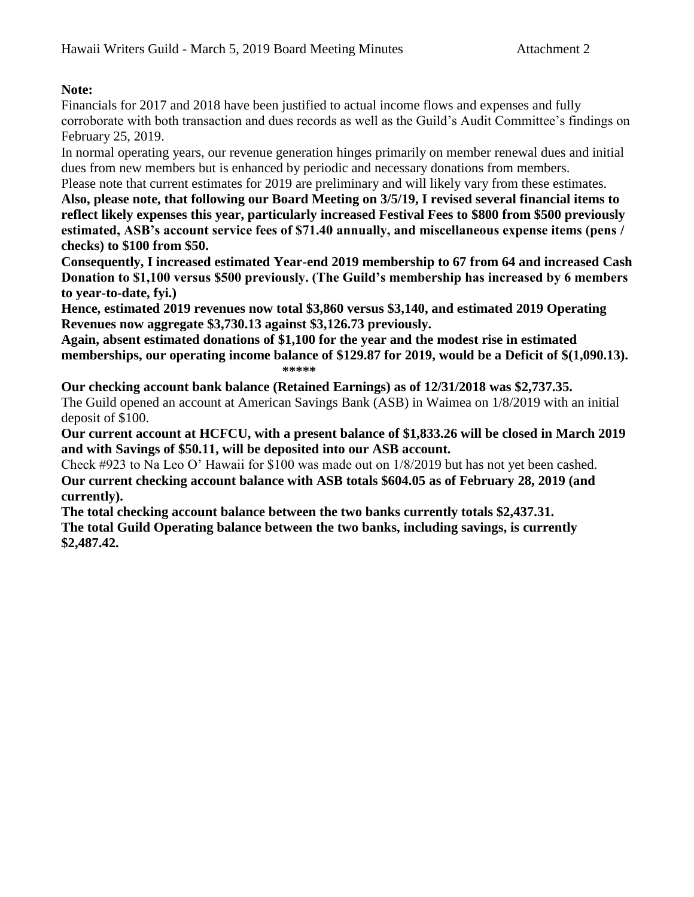**Note:**

Financials for 2017 and 2018 have been justified to actual income flows and expenses and fully corroborate with both transaction and dues records as well as the Guild's Audit Committee's findings on February 25, 2019.

In normal operating years, our revenue generation hinges primarily on member renewal dues and initial dues from new members but is enhanced by periodic and necessary donations from members.

Please note that current estimates for 2019 are preliminary and will likely vary from these estimates.

**Also, please note, that following our Board Meeting on 3/5/19, I revised several financial items to reflect likely expenses this year, particularly increased Festival Fees to $800 from $500 previously estimated, ASB's account service fees of $71.40 annually, and miscellaneous expense items (pens / checks) to $100 from $50.**

**Consequently, I increased estimated Year-end 2019 membership to 67 from 64 and increased Cash Donation to $1,100 versus $500 previously. (The Guild's membership has increased by 6 members to year-to-date, fyi.)**

**Hence, estimated 2019 revenues now total $3,860 versus $3,140, and estimated 2019 Operating Revenues now aggregate $3,730.13 against $3,126.73 previously.**

**Again, absent estimated donations of $1,100 for the year and the modest rise in estimated memberships, our operating income balance of $129.87 for 2019, would be a Deficit of $(1,090.13).**

*****

**Our checking account bank balance (Retained Earnings) as of 12/31/2018 was $2,737.35.**

The Guild opened an account at American Savings Bank (ASB) in Waimea on 1/8/2019 with an initial deposit of $100.

**Our current account at HCFCU, with a present balance of $1,833.26 will be closed in March 2019 and with Savings of $50.11, will be deposited into our ASB account.**

Check #923 to Na Leo O' Hawaii for $100 was made out on 1/8/2019 but has not yet been cashed.

**Our current checking account balance with ASB totals $604.05 as of February 28, 2019 (and currently).**

**The total checking account balance between the two banks currently totals $2,437.31.**

**The total Guild Operating balance between the two banks, including savings, is currently $2,487.42.**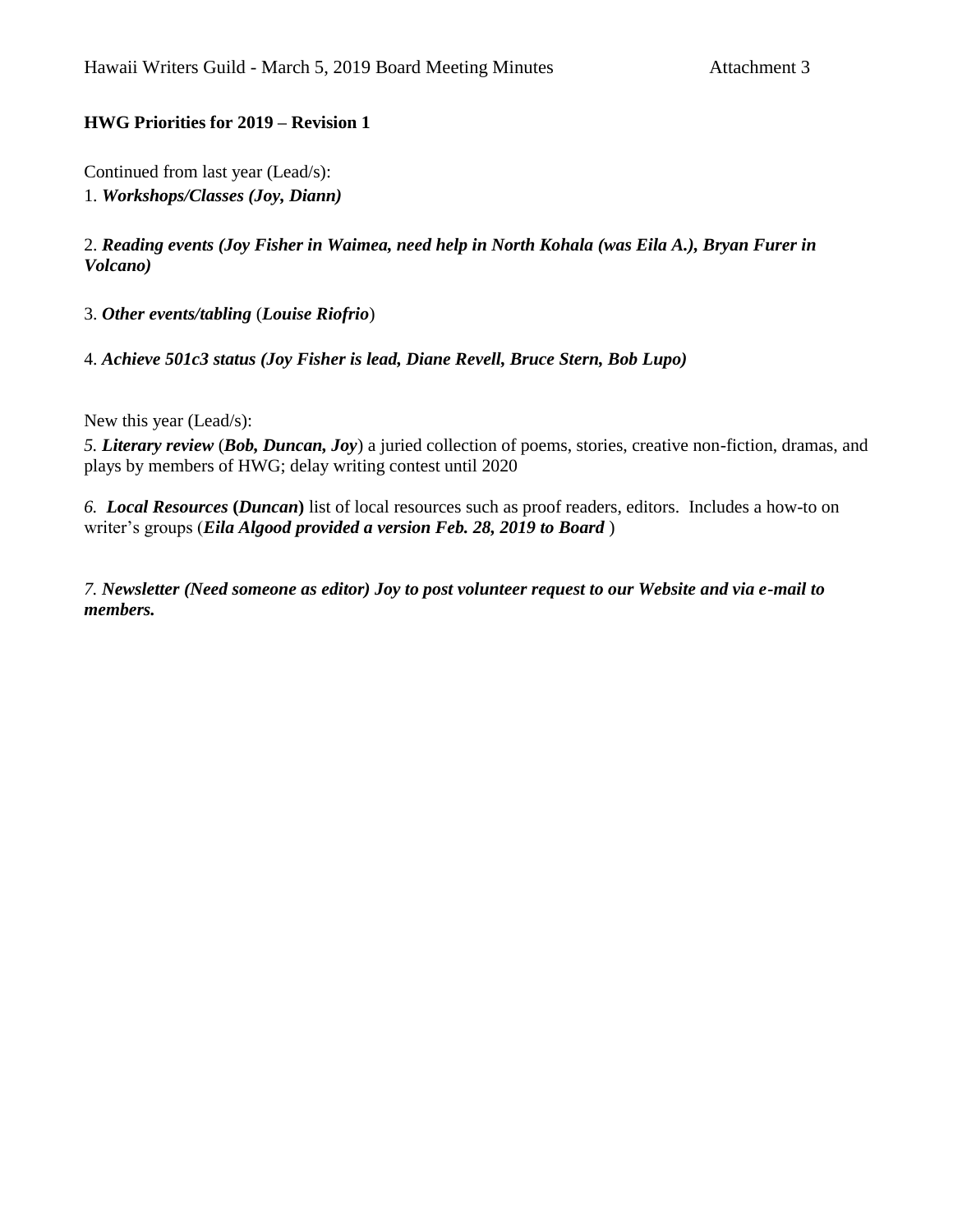**HWG Priorities for 2019 – Revision 1**

Continued from last year (Lead/s):

1. ***Workshops/Classes (Joy, Diann)***

2. ***Reading events (Joy Fisher in Waimea, need help in North Kohala (was Eila A.), Bryan Furer in Volcano)***

3. ***Other events/tabling*** (***Louise Riofrio***)

4. ***Achieve 501c3 status (Joy Fisher is lead, Diane Revell, Bruce Stern, Bob Lupo)***

New this year (Lead/s):

*5.* ***Literary review*** (***Bob, Duncan, Joy***) a juried collection of poems, stories, creative non-fiction, dramas, and plays by members of HWG; delay writing contest until 2020

*6.* ***Local Resources*** **(*Duncan*)** list of local resources such as proof readers, editors. Includes a how-to on writer's groups (***Eila Algood provided a version Feb. 28, 2019 to Board*** )

*7.* ***Newsletter (Need someone as editor) Joy to post volunteer request to our Website and via e-mail to members.***